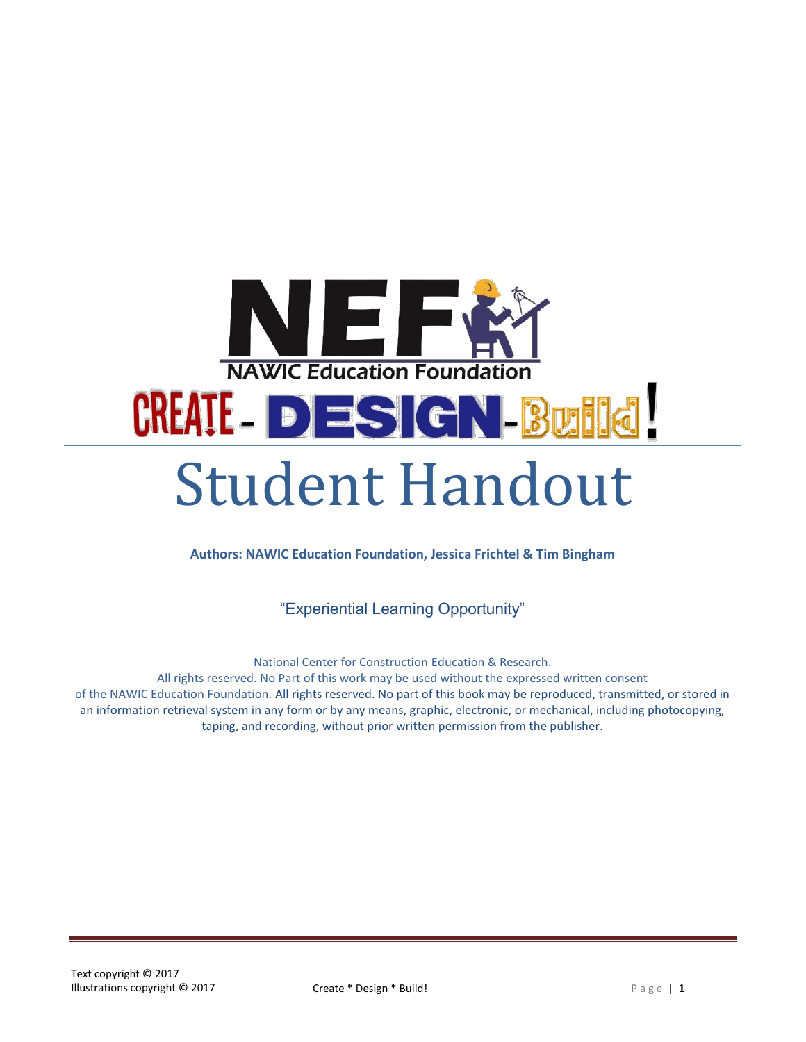NEF

NAWIC Education Foundation

CREATE - DESIGN - Build!

# Student Handout

**Authors: NAWIC Education Foundation, Jessica Frichtel & Tim Bingham**

"Experiential Learning Opportunity"

National Center for Construction Education & Research.
All rights reserved. No Part of this work may be used without the expressed written consent of the NAWIC Education Foundation. All rights reserved. No part of this book may be reproduced, transmitted, or stored in an information retrieval system in any form or by any means, graphic, electronic, or mechanical, including photocopying, taping, and recording, without prior written permission from the publisher.

Text copyright © 2017
Illustrations copyright © 2017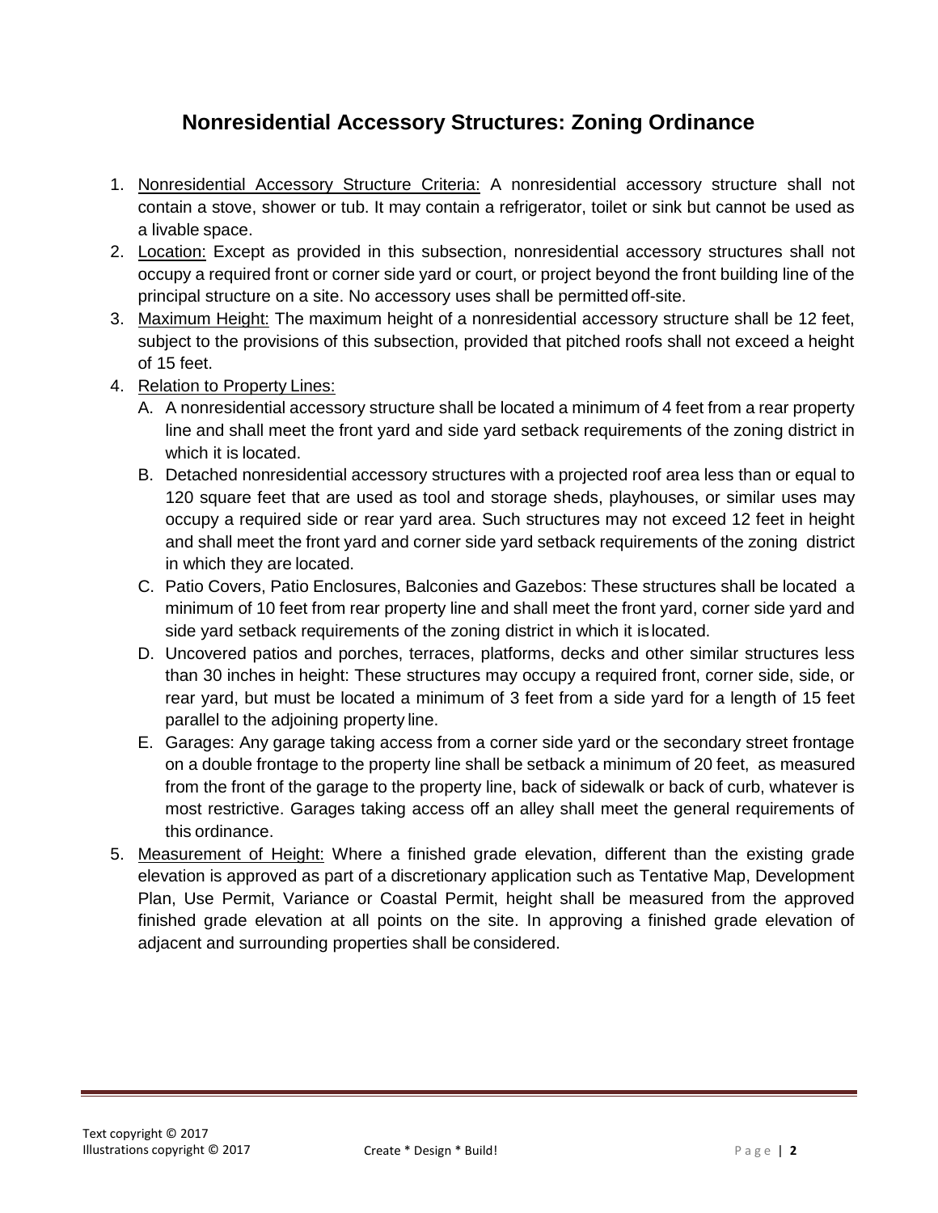# Nonresidential Accessory Structures: Zoning Ordinance

1. Nonresidential Accessory Structure Criteria: A nonresidential accessory structure shall not contain a stove, shower or tub. It may contain a refrigerator, toilet or sink but cannot be used as a livable space.
2. Location: Except as provided in this subsection, nonresidential accessory structures shall not occupy a required front or corner side yard or court, or project beyond the front building line of the principal structure on a site. No accessory uses shall be permitted off-site.
3. Maximum Height: The maximum height of a nonresidential accessory structure shall be 12 feet, subject to the provisions of this subsection, provided that pitched roofs shall not exceed a height of 15 feet.
4. Relation to Property Lines:
   A. A nonresidential accessory structure shall be located a minimum of 4 feet from a rear property line and shall meet the front yard and side yard setback requirements of the zoning district in which it is located.
   B. Detached nonresidential accessory structures with a projected roof area less than or equal to 120 square feet that are used as tool and storage sheds, playhouses, or similar uses may occupy a required side or rear yard area. Such structures may not exceed 12 feet in height and shall meet the front yard and corner side yard setback requirements of the zoning district in which they are located.
   C. Patio Covers, Patio Enclosures, Balconies and Gazebos: These structures shall be located a minimum of 10 feet from rear property line and shall meet the front yard, corner side yard and side yard setback requirements of the zoning district in which it is located.
   D. Uncovered patios and porches, terraces, platforms, decks and other similar structures less than 30 inches in height: These structures may occupy a required front, corner side, side, or rear yard, but must be located a minimum of 3 feet from a side yard for a length of 15 feet parallel to the adjoining property line.
   E. Garages: Any garage taking access from a corner side yard or the secondary street frontage on a double frontage to the property line shall be setback a minimum of 20 feet, as measured from the front of the garage to the property line, back of sidewalk or back of curb, whatever is most restrictive. Garages taking access off an alley shall meet the general requirements of this ordinance.
5. Measurement of Height: Where a finished grade elevation, different than the existing grade elevation is approved as part of a discretionary application such as Tentative Map, Development Plan, Use Permit, Variance or Coastal Permit, height shall be measured from the approved finished grade elevation at all points on the site. In approving a finished grade elevation of adjacent and surrounding properties shall be considered.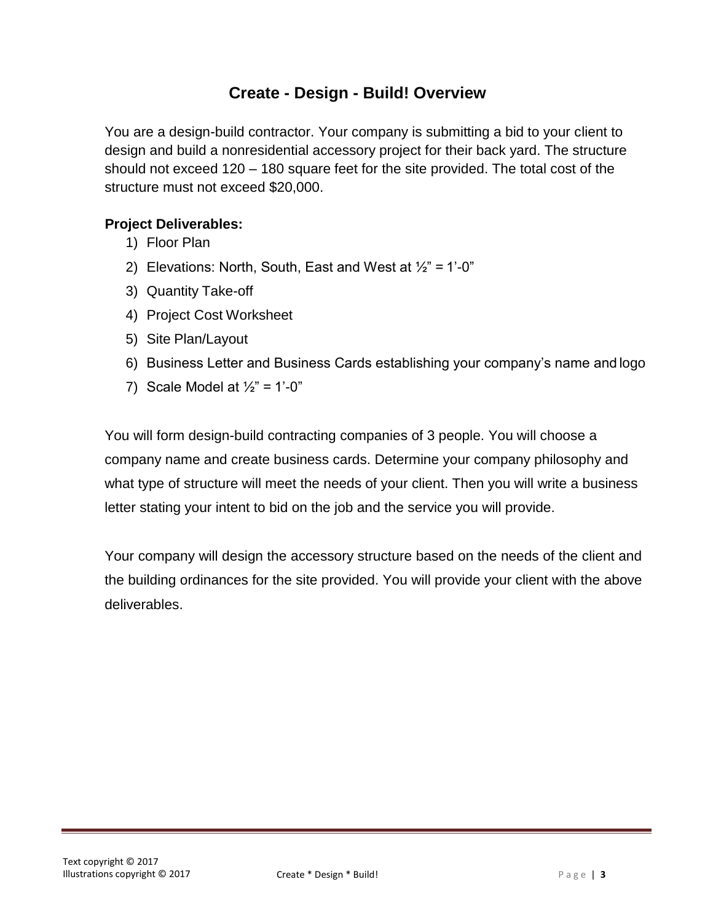# Create - Design - Build! Overview

You are a design-build contractor. Your company is submitting a bid to your client to design and build a nonresidential accessory project for their back yard. The structure should not exceed 120 – 180 square feet for the site provided. The total cost of the structure must not exceed $20,000.

**Project Deliverables:**

1) Floor Plan
2) Elevations: North, South, East and West at ½" = 1'-0"
3) Quantity Take-off
4) Project Cost Worksheet
5) Site Plan/Layout
6) Business Letter and Business Cards establishing your company's name and logo
7) Scale Model at ½" = 1'-0"

You will form design-build contracting companies of 3 people. You will choose a company name and create business cards. Determine your company philosophy and what type of structure will meet the needs of your client. Then you will write a business letter stating your intent to bid on the job and the service you will provide.

Your company will design the accessory structure based on the needs of the client and the building ordinances for the site provided. You will provide your client with the above deliverables.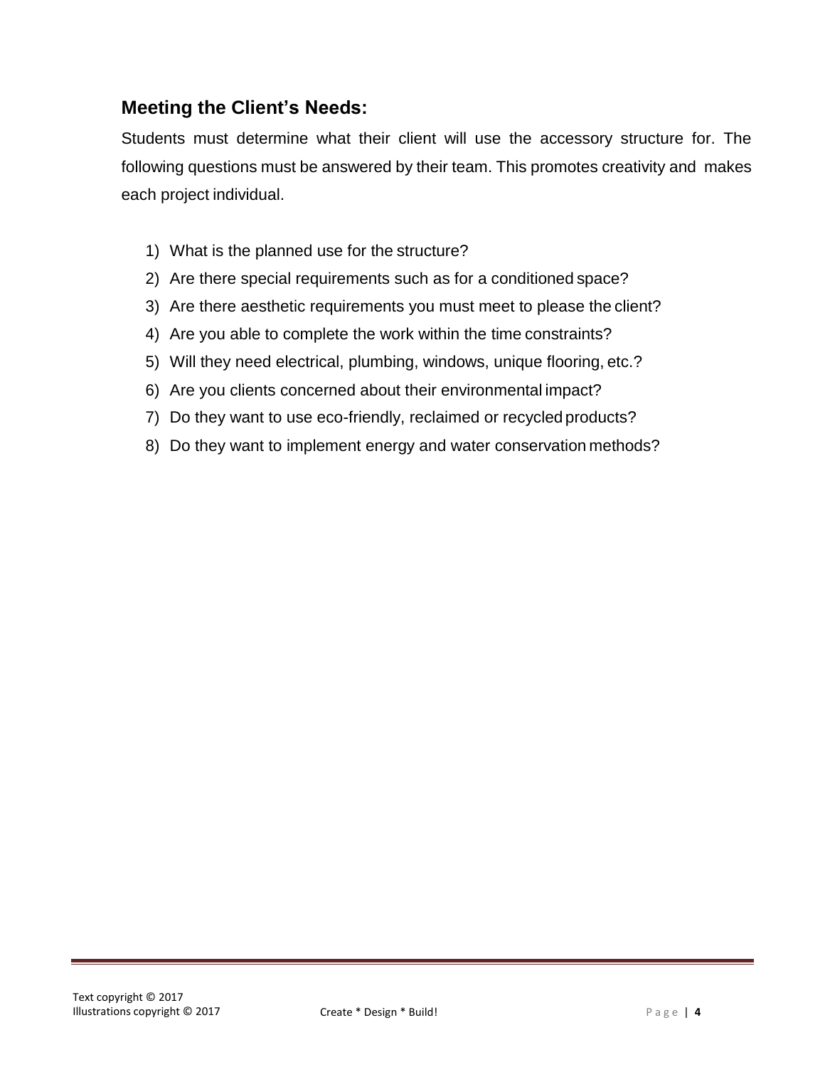## Meeting the Client's Needs:

Students must determine what their client will use the accessory structure for. The following questions must be answered by their team. This promotes creativity and makes each project individual.

1) What is the planned use for the structure?
2) Are there special requirements such as for a conditioned space?
3) Are there aesthetic requirements you must meet to please the client?
4) Are you able to complete the work within the time constraints?
5) Will they need electrical, plumbing, windows, unique flooring, etc.?
6) Are you clients concerned about their environmental impact?
7) Do they want to use eco-friendly, reclaimed or recycled products?
8) Do they want to implement energy and water conservation methods?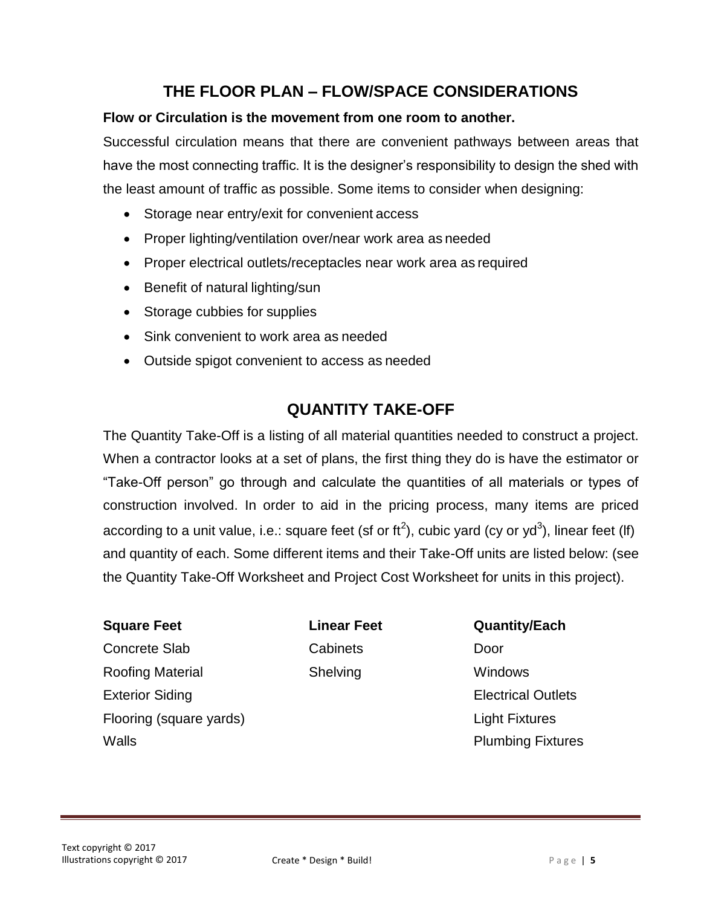## THE FLOOR PLAN – FLOW/SPACE CONSIDERATIONS

**Flow or Circulation is the movement from one room to another.**

Successful circulation means that there are convenient pathways between areas that have the most connecting traffic. It is the designer's responsibility to design the shed with the least amount of traffic as possible. Some items to consider when designing:

- Storage near entry/exit for convenient access
- Proper lighting/ventilation over/near work area as needed
- Proper electrical outlets/receptacles near work area as required
- Benefit of natural lighting/sun
- Storage cubbies for supplies
- Sink convenient to work area as needed
- Outside spigot convenient to access as needed

## QUANTITY TAKE-OFF

The Quantity Take-Off is a listing of all material quantities needed to construct a project. When a contractor looks at a set of plans, the first thing they do is have the estimator or "Take-Off person" go through and calculate the quantities of all materials or types of construction involved. In order to aid in the pricing process, many items are priced according to a unit value, i.e.: square feet (sf or $ft^2$), cubic yard (cy or $yd^3$), linear feet (lf) and quantity of each. Some different items and their Take-Off units are listed below: (see the Quantity Take-Off Worksheet and Project Cost Worksheet for units in this project).

| **Square Feet** | **Linear Feet** | **Quantity/Each** |
| --- | --- | --- |
| Concrete Slab | Cabinets | Door |
| Roofing Material | Shelving | Windows |
| Exterior Siding | | Electrical Outlets |
| Flooring (square yards) | | Light Fixtures |
| Walls | | Plumbing Fixtures |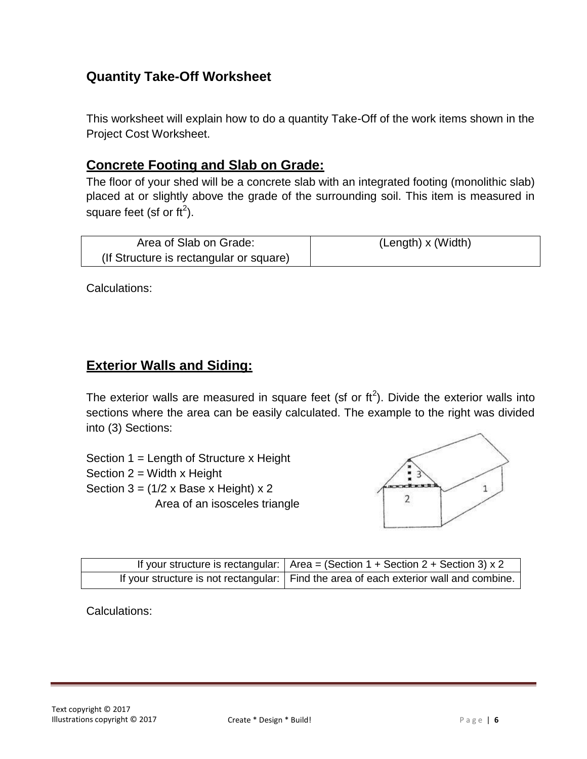## Quantity Take-Off Worksheet

This worksheet will explain how to do a quantity Take-Off of the work items shown in the Project Cost Worksheet.

### Concrete Footing and Slab on Grade:

The floor of your shed will be a concrete slab with an integrated footing (monolithic slab) placed at or slightly above the grade of the surrounding soil. This item is measured in square feet (sf or $ft^2$).

| Area of Slab on Grade: (If Structure is rectangular or square) | (Length) x (Width) |
|---|---|

Calculations:

### Exterior Walls and Siding:

The exterior walls are measured in square feet (sf or $ft^2$). Divide the exterior walls into sections where the area can be easily calculated. The example to the right was divided into (3) Sections:

Section 1 = Length of Structure x Height
Section 2 = Width x Height
Section 3 = (1/2 x Base x Height) x 2
Area of an isosceles triangle

| If your structure is rectangular: | Area = (Section 1 + Section 2 + Section 3) x 2 |
|---|---|
| If your structure is not rectangular: | Find the area of each exterior wall and combine. |

Calculations: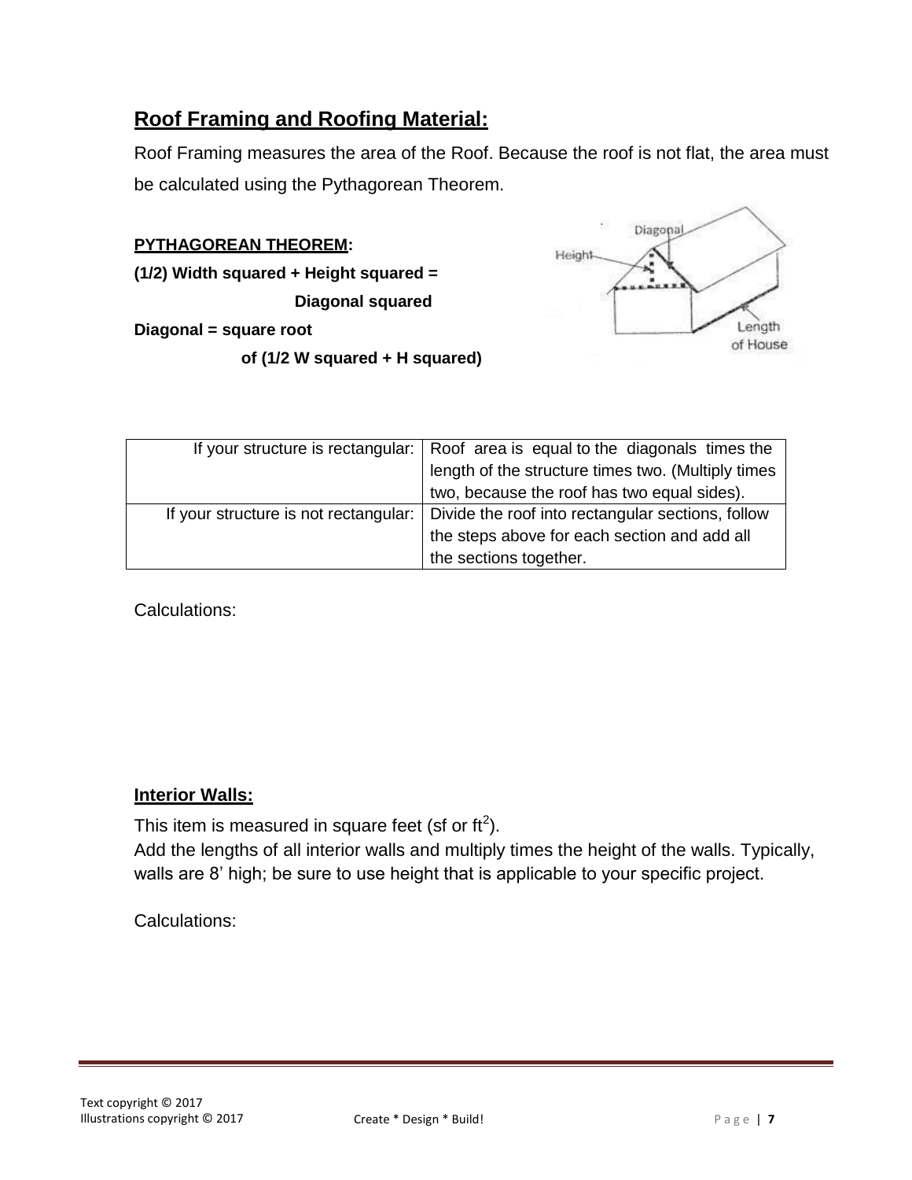## Roof Framing and Roofing Material:

Roof Framing measures the area of the Roof. Because the roof is not flat, the area must be calculated using the Pythagorean Theorem.

**PYTHAGOREAN THEOREM:**

**(1/2) Width squared + Height squared = Diagonal squared**

**Diagonal = square root of (1/2 W squared + H squared)**

| | |
|---|---|
| If your structure is rectangular: | Roof area is equal to the diagonals times the length of the structure times two. (Multiply times two, because the roof has two equal sides). |
| If your structure is not rectangular: | Divide the roof into rectangular sections, follow the steps above for each section and add all the sections together. |

Calculations:

## Interior Walls:

This item is measured in square feet (sf or $ft^2$).

Add the lengths of all interior walls and multiply times the height of the walls. Typically, walls are 8' high; be sure to use height that is applicable to your specific project.

Calculations: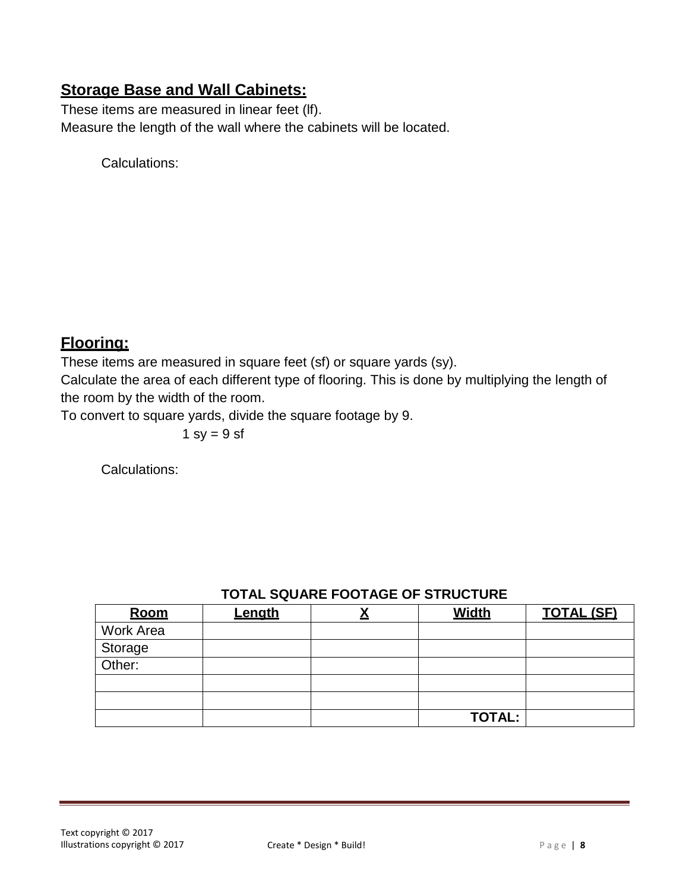## **Storage Base and Wall Cabinets:**

These items are measured in linear feet (lf).
Measure the length of the wall where the cabinets will be located.

Calculations:

## **Flooring:**

These items are measured in square feet (sf) or square yards (sy).
Calculate the area of each different type of flooring. This is done by multiplying the length of the room by the width of the room.
To convert to square yards, divide the square footage by 9.

1 sy = 9 sf

Calculations:

**TOTAL SQUARE FOOTAGE OF STRUCTURE**

| Room | Length | X | Width | TOTAL (SF) |
|---|---|---|---|---|
| Work Area | | | | |
| Storage | | | | |
| Other: | | | | |
| | | | | |
| | | | | |
| | | | **TOTAL:** | |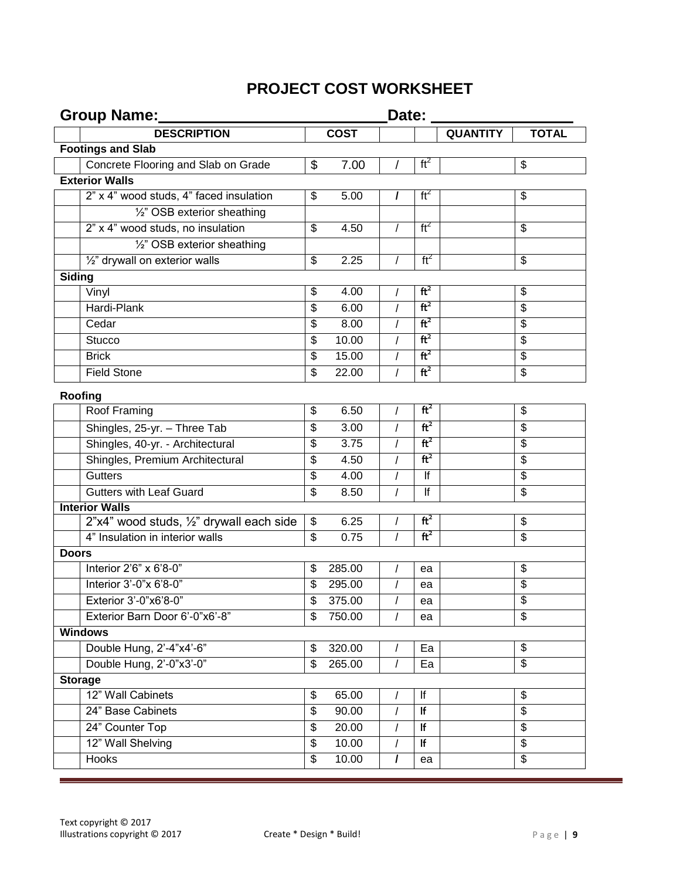# PROJECT COST WORKSHEET

**Group Name:\_\_\_\_\_\_\_\_\_\_\_\_\_\_\_\_\_\_\_\_\_\_\_\_\_\_ Date: \_\_\_\_\_\_\_\_\_\_\_\_\_\_\_\_\_**

| | DESCRIPTION | COST | | | QUANTITY | TOTAL |
|---|---|---|---|---|---|---|
| **Footings and Slab** | | | | | | |
| | Concrete Flooring and Slab on Grade | $ 7.00 | / | $ft^2$ | | $ |
| **Exterior Walls** | | | | | | |
| | 2" x 4" wood studs, 4" faced insulation | $ 5.00 | / | $ft^2$ | | $ |
| | ½" OSB exterior sheathing | | | | | |
| | 2" x 4" wood studs, no insulation | $ 4.50 | / | $ft^2$ | | $ |
| | ½" OSB exterior sheathing | | | | | |
| | ½" drywall on exterior walls | $ 2.25 | / | $ft^2$ | | $ |
| **Siding** | | | | | | |
| | Vinyl | $ 4.00 | / | $ft^2$ | | $ |
| | Hardi-Plank | $ 6.00 | / | $ft^2$ | | $ |
| | Cedar | $ 8.00 | / | $ft^2$ | | $ |
| | Stucco | $ 10.00 | / | $ft^2$ | | $ |
| | Brick | $ 15.00 | / | $ft^2$ | | $ |
| | Field Stone | $ 22.00 | / | $ft^2$ | | $ |
| **Roofing** | | | | | | |
| | Roof Framing | $ 6.50 | / | $ft^2$ | | $ |
| | Shingles, 25-yr. – Three Tab | $ 3.00 | / | $ft^2$ | | $ |
| | Shingles, 40-yr. - Architectural | $ 3.75 | / | $ft^2$ | | $ |
| | Shingles, Premium Architectural | $ 4.50 | / | $ft^2$ | | $ |
| | Gutters | $ 4.00 | / | lf | | $ |
| | Gutters with Leaf Guard | $ 8.50 | / | lf | | $ |
| **Interior Walls** | | | | | | |
| | 2"x4" wood studs, ½" drywall each side | $ 6.25 | / | $ft^2$ | | $ |
| | 4" Insulation in interior walls | $ 0.75 | / | $ft^2$ | | $ |
| **Doors** | | | | | | |
| | Interior 2'6" x 6'8-0" | $ 285.00 | / | ea | | $ |
| | Interior 3'-0"x 6'8-0" | $ 295.00 | / | ea | | $ |
| | Exterior 3'-0"x6'8-0" | $ 375.00 | / | ea | | $ |
| | Exterior Barn Door 6'-0"x6'-8" | $ 750.00 | / | ea | | $ |
| **Windows** | | | | | | |
| | Double Hung, 2'-4"x4'-6" | $ 320.00 | / | Ea | | $ |
| | Double Hung, 2'-0"x3'-0" | $ 265.00 | / | Ea | | $ |
| **Storage** | | | | | | |
| | 12" Wall Cabinets | $ 65.00 | / | lf | | $ |
| | 24" Base Cabinets | $ 90.00 | / | lf | | $ |
| | 24" Counter Top | $ 20.00 | / | lf | | $ |
| | 12" Wall Shelving | $ 10.00 | / | lf | | $ |
| | Hooks | $ 10.00 | / | ea | | $ |

Text copyright © 2017
Illustrations copyright © 2017 Create * Design * Build!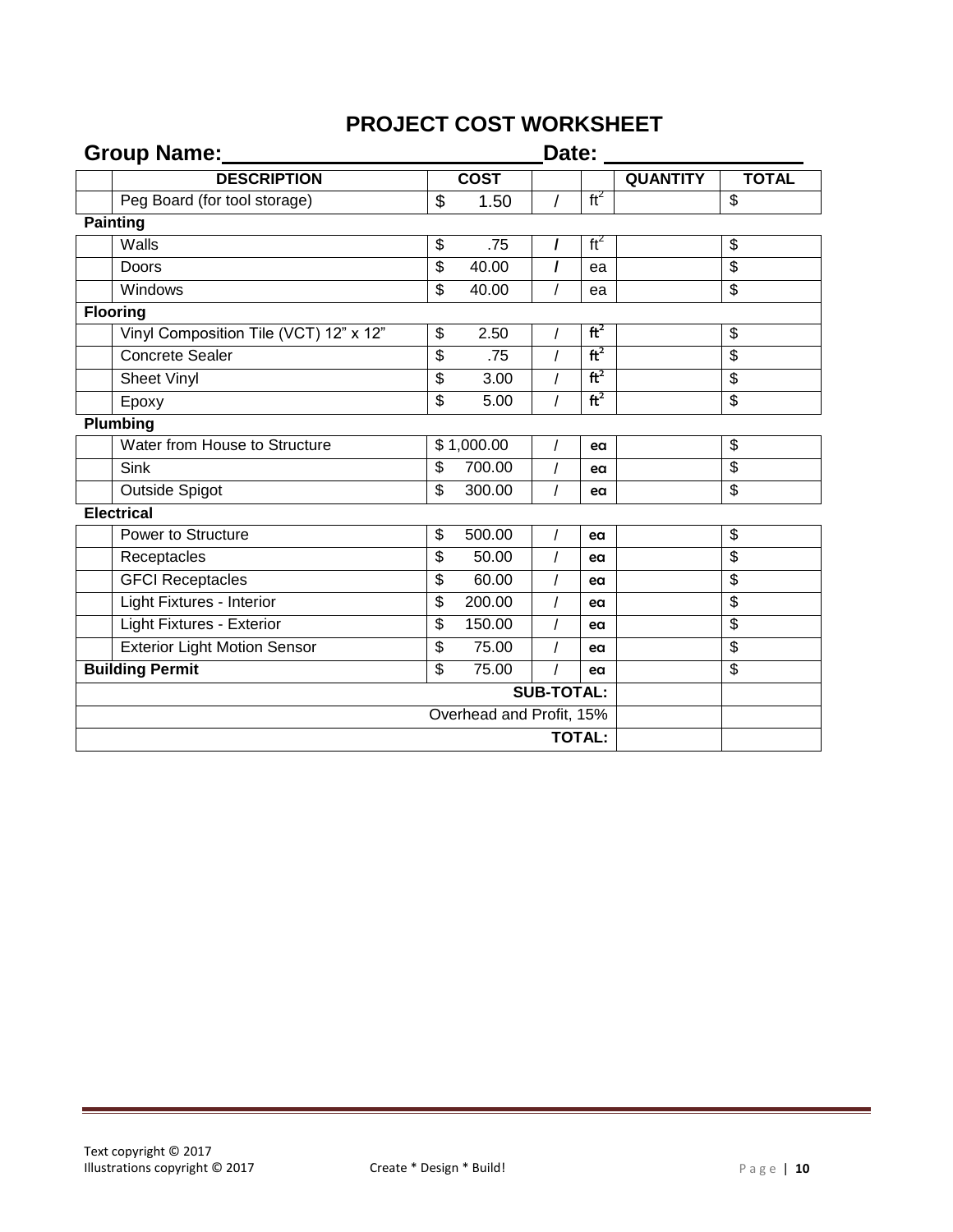# PROJECT COST WORKSHEET

**Group Name:**\_\_\_\_\_\_\_\_\_\_\_\_\_\_\_\_\_\_\_\_\_\_\_\_\_\_ **Date:** \_\_\_\_\_\_\_\_\_\_\_\_\_\_\_\_

| | DESCRIPTION | COST | | | QUANTITY | TOTAL |
|---|---|---|---|---|---|---|
| | Peg Board (for tool storage) | $ 1.50 | / | $ft^2$ | | $ |
| **Painting** | | | | | | |
| | Walls | $ .75 | / | $ft^2$ | | $ |
| | Doors | $ 40.00 | / | ea | | $ |
| | Windows | $ 40.00 | / | ea | | $ |
| **Flooring** | | | | | | |
| | Vinyl Composition Tile (VCT) 12" x 12" | $ 2.50 | / | $ft^2$ | | $ |
| | Concrete Sealer | $ .75 | / | $ft^2$ | | $ |
| | Sheet Vinyl | $ 3.00 | / | $ft^2$ | | $ |
| | Epoxy | $ 5.00 | / | $ft^2$ | | $ |
| **Plumbing** | | | | | | |
| | Water from House to Structure | $ 1,000.00 | / | ea | | $ |
| | Sink | $ 700.00 | / | ea | | $ |
| | Outside Spigot | $ 300.00 | / | ea | | $ |
| **Electrical** | | | | | | |
| | Power to Structure | $ 500.00 | / | ea | | $ |
| | Receptacles | $ 50.00 | / | ea | | $ |
| | GFCI Receptacles | $ 60.00 | / | ea | | $ |
| | Light Fixtures - Interior | $ 200.00 | / | ea | | $ |
| | Light Fixtures - Exterior | $ 150.00 | / | ea | | $ |
| | Exterior Light Motion Sensor | $ 75.00 | / | ea | | $ |
| **Building Permit** | | $ 75.00 | / | ea | | $ |
| | | | | **SUB-TOTAL:** | | |
| | | | | Overhead and Profit, 15% | | |
| | | | | **TOTAL:** | | |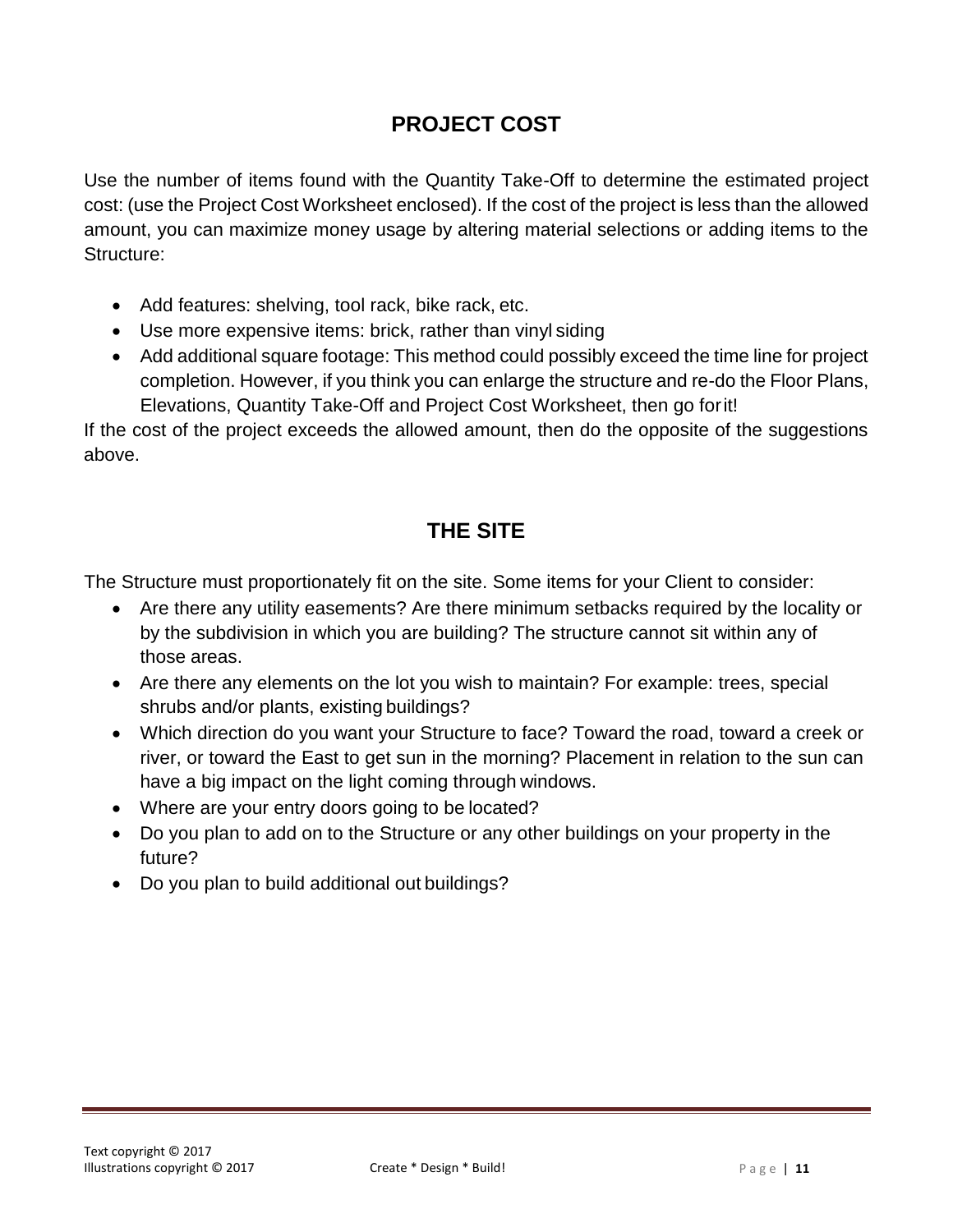## PROJECT COST

Use the number of items found with the Quantity Take-Off to determine the estimated project cost: (use the Project Cost Worksheet enclosed). If the cost of the project is less than the allowed amount, you can maximize money usage by altering material selections or adding items to the Structure:

- Add features: shelving, tool rack, bike rack, etc.
- Use more expensive items: brick, rather than vinyl siding
- Add additional square footage: This method could possibly exceed the time line for project completion. However, if you think you can enlarge the structure and re-do the Floor Plans, Elevations, Quantity Take-Off and Project Cost Worksheet, then go for it!

If the cost of the project exceeds the allowed amount, then do the opposite of the suggestions above.

## THE SITE

The Structure must proportionately fit on the site. Some items for your Client to consider:

- Are there any utility easements? Are there minimum setbacks required by the locality or by the subdivision in which you are building? The structure cannot sit within any of those areas.
- Are there any elements on the lot you wish to maintain? For example: trees, special shrubs and/or plants, existing buildings?
- Which direction do you want your Structure to face? Toward the road, toward a creek or river, or toward the East to get sun in the morning? Placement in relation to the sun can have a big impact on the light coming through windows.
- Where are your entry doors going to be located?
- Do you plan to add on to the Structure or any other buildings on your property in the future?
- Do you plan to build additional out buildings?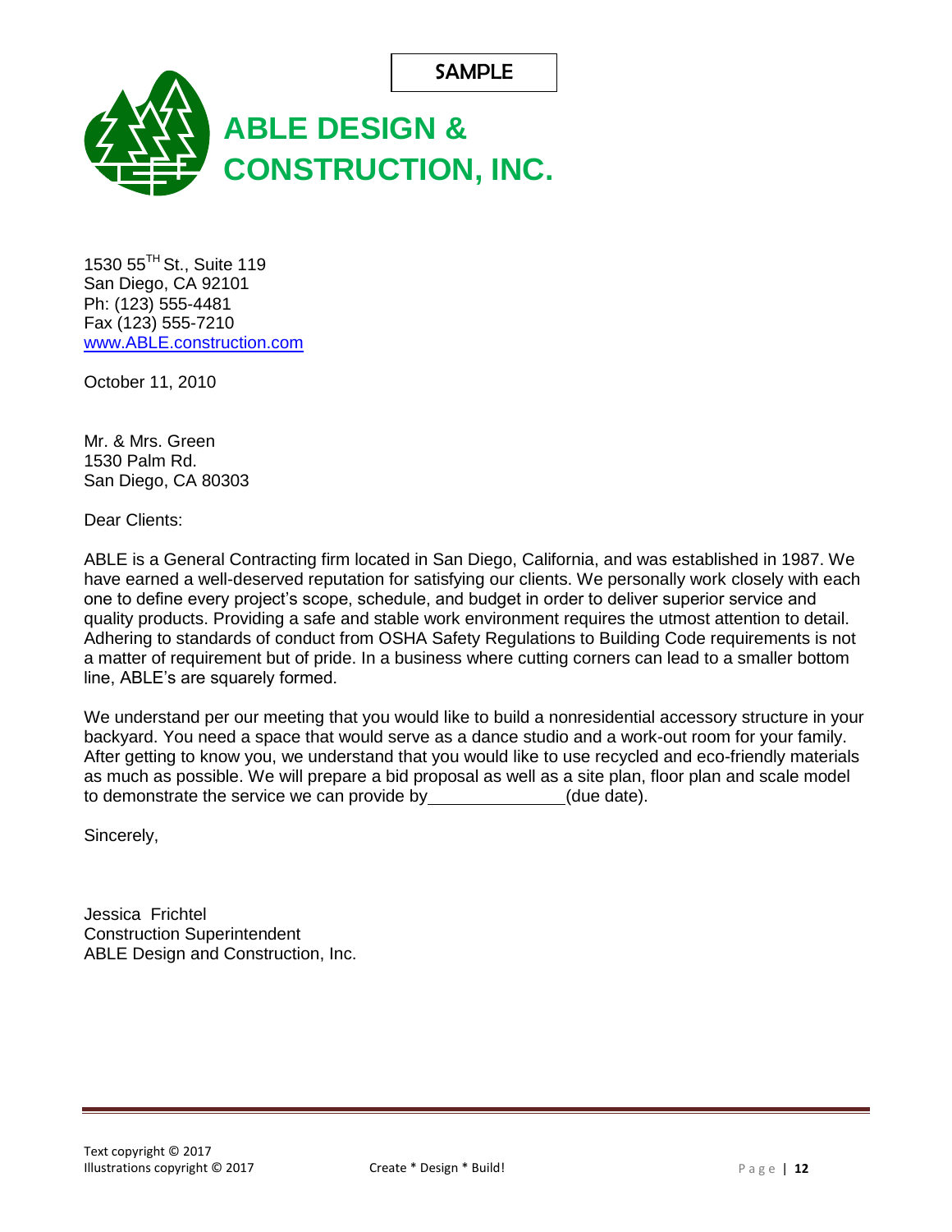SAMPLE

# ABLE DESIGN & CONSTRUCTION, INC.

1530 55TH St., Suite 119
San Diego, CA 92101
Ph: (123) 555-4481
Fax (123) 555-7210
www.ABLE.construction.com

October 11, 2010

Mr. & Mrs. Green
1530 Palm Rd.
San Diego, CA 80303

Dear Clients:

ABLE is a General Contracting firm located in San Diego, California, and was established in 1987. We have earned a well-deserved reputation for satisfying our clients. We personally work closely with each one to define every project's scope, schedule, and budget in order to deliver superior service and quality products. Providing a safe and stable work environment requires the utmost attention to detail. Adhering to standards of conduct from OSHA Safety Regulations to Building Code requirements is not a matter of requirement but of pride. In a business where cutting corners can lead to a smaller bottom line, ABLE's are squarely formed.

We understand per our meeting that you would like to build a nonresidential accessory structure in your backyard. You need a space that would serve as a dance studio and a work-out room for your family. After getting to know you, we understand that you would like to use recycled and eco-friendly materials as much as possible. We will prepare a bid proposal as well as a site plan, floor plan and scale model to demonstrate the service we can provide by______________(due date).

Sincerely,

Jessica Frichtel
Construction Superintendent
ABLE Design and Construction, Inc.

Text copyright © 2017
Illustrations copyright © 2017
Create * Design * Build!